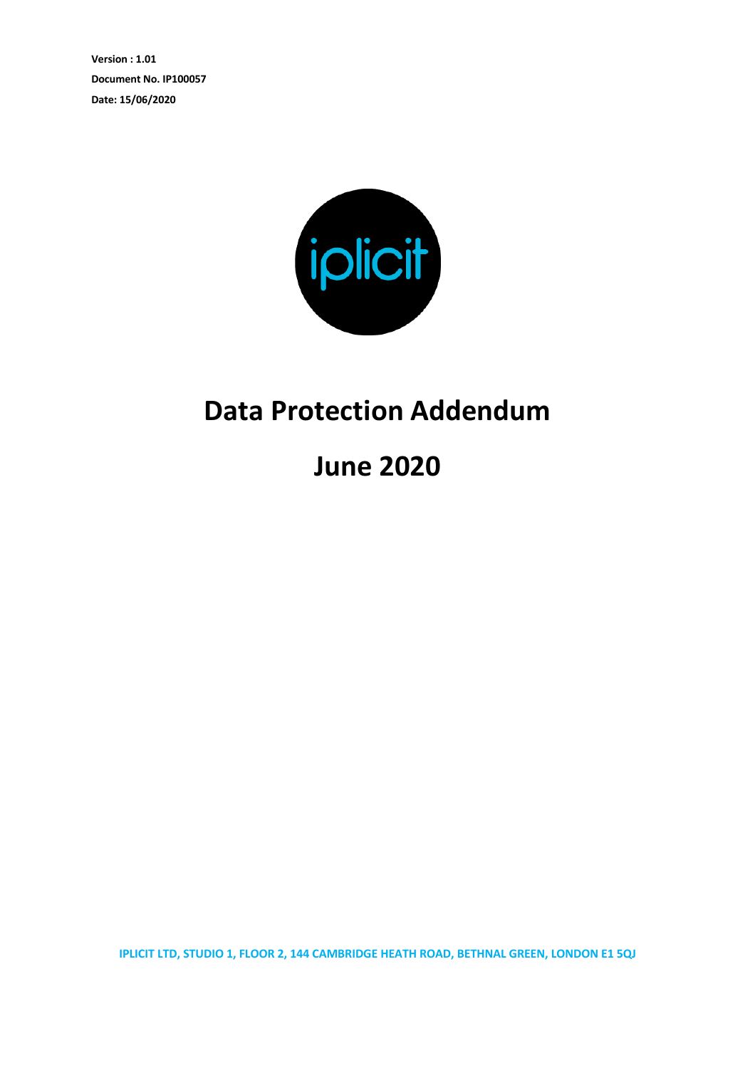**Version : 1.01**

**Document No. IP100057**

**Date: 15/06/2020**

iplicit

# Data Protection Addendum

# June 2020

**IPLICIT LTD, STUDIO 1, FLOOR 2, 144 CAMBRIDGE HEATH ROAD, BETHNAL GREEN, LONDON E1 5QJ**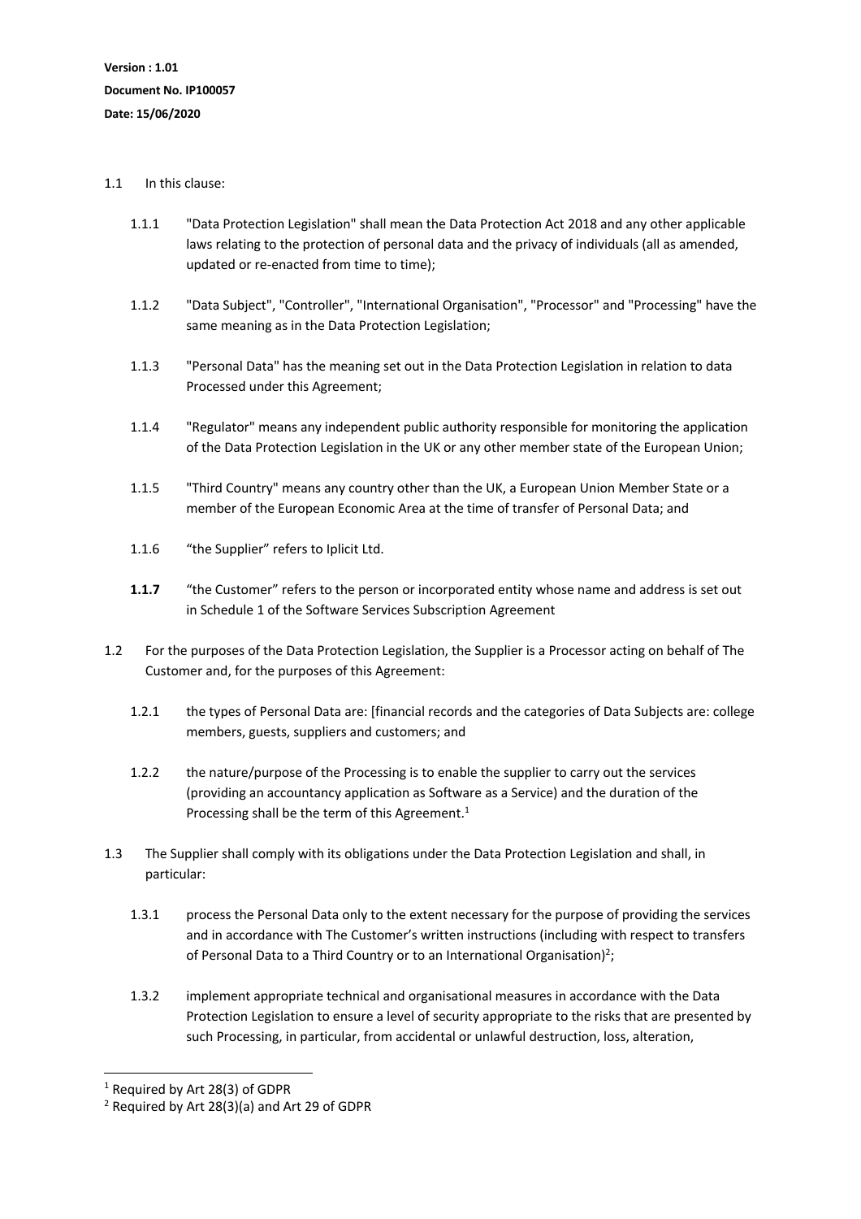**Version : 1.01**

**Document No. IP100057**

**Date: 15/06/2020**

1.1 In this clause:

1.1.1 "Data Protection Legislation" shall mean the Data Protection Act 2018 and any other applicable laws relating to the protection of personal data and the privacy of individuals (all as amended, updated or re-enacted from time to time);

1.1.2 "Data Subject", "Controller", "International Organisation", "Processor" and "Processing" have the same meaning as in the Data Protection Legislation;

1.1.3 "Personal Data" has the meaning set out in the Data Protection Legislation in relation to data Processed under this Agreement;

1.1.4 "Regulator" means any independent public authority responsible for monitoring the application of the Data Protection Legislation in the UK or any other member state of the European Union;

1.1.5 "Third Country" means any country other than the UK, a European Union Member State or a member of the European Economic Area at the time of transfer of Personal Data; and

1.1.6 "the Supplier" refers to Iplicit Ltd.

**1.1.7** "the Customer" refers to the person or incorporated entity whose name and address is set out in Schedule 1 of the Software Services Subscription Agreement

1.2 For the purposes of the Data Protection Legislation, the Supplier is a Processor acting on behalf of The Customer and, for the purposes of this Agreement:

1.2.1 the types of Personal Data are: [financial records and the categories of Data Subjects are: college members, guests, suppliers and customers; and

1.2.2 the nature/purpose of the Processing is to enable the supplier to carry out the services (providing an accountancy application as Software as a Service) and the duration of the Processing shall be the term of this Agreement.[1]

1.3 The Supplier shall comply with its obligations under the Data Protection Legislation and shall, in particular:

1.3.1 process the Personal Data only to the extent necessary for the purpose of providing the services and in accordance with The Customer's written instructions (including with respect to transfers of Personal Data to a Third Country or to an International Organisation)[2];

1.3.2 implement appropriate technical and organisational measures in accordance with the Data Protection Legislation to ensure a level of security appropriate to the risks that are presented by such Processing, in particular, from accidental or unlawful destruction, loss, alteration,

---

[1] Required by Art 28(3) of GDPR

[2] Required by Art 28(3)(a) and Art 29 of GDPR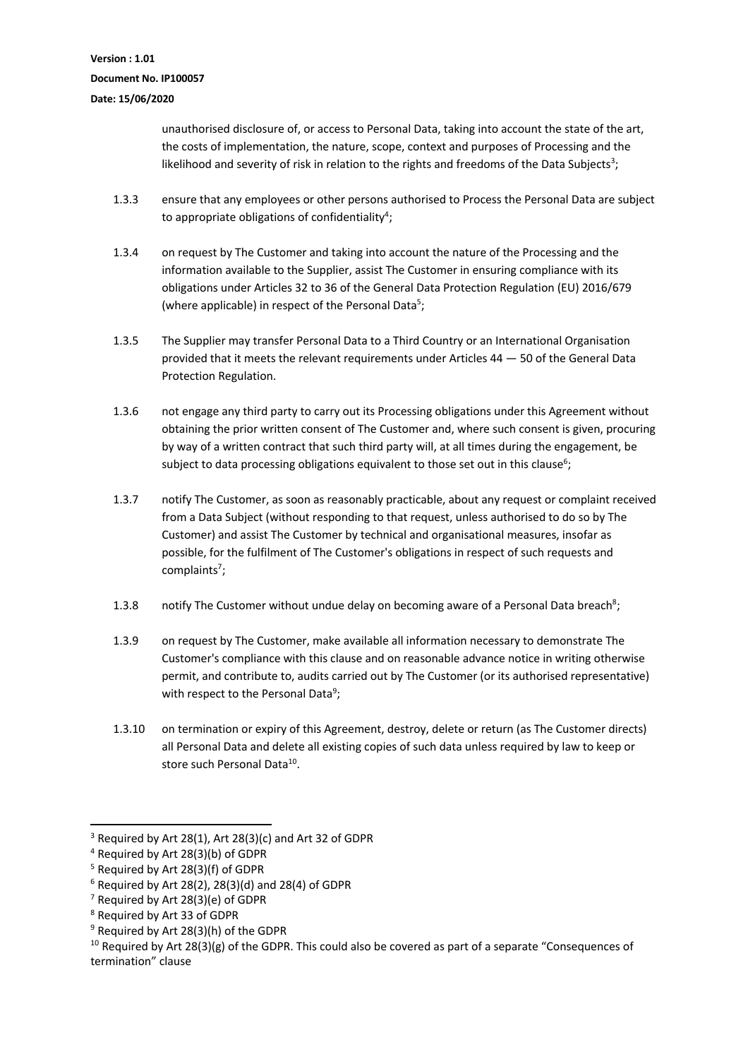unauthorised disclosure of, or access to Personal Data, taking into account the state of the art, the costs of implementation, the nature, scope, context and purposes of Processing and the likelihood and severity of risk in relation to the rights and freedoms of the Data Subjects[3];

1.3.3 ensure that any employees or other persons authorised to Process the Personal Data are subject to appropriate obligations of confidentiality[4];

1.3.4 on request by The Customer and taking into account the nature of the Processing and the information available to the Supplier, assist The Customer in ensuring compliance with its obligations under Articles 32 to 36 of the General Data Protection Regulation (EU) 2016/679 (where applicable) in respect of the Personal Data[5];

1.3.5 The Supplier may transfer Personal Data to a Third Country or an International Organisation provided that it meets the relevant requirements under Articles 44 — 50 of the General Data Protection Regulation.

1.3.6 not engage any third party to carry out its Processing obligations under this Agreement without obtaining the prior written consent of The Customer and, where such consent is given, procuring by way of a written contract that such third party will, at all times during the engagement, be subject to data processing obligations equivalent to those set out in this clause[6];

1.3.7 notify The Customer, as soon as reasonably practicable, about any request or complaint received from a Data Subject (without responding to that request, unless authorised to do so by The Customer) and assist The Customer by technical and organisational measures, insofar as possible, for the fulfilment of The Customer's obligations in respect of such requests and complaints[7];

1.3.8 notify The Customer without undue delay on becoming aware of a Personal Data breach[8];

1.3.9 on request by The Customer, make available all information necessary to demonstrate The Customer's compliance with this clause and on reasonable advance notice in writing otherwise permit, and contribute to, audits carried out by The Customer (or its authorised representative) with respect to the Personal Data[9];

1.3.10 on termination or expiry of this Agreement, destroy, delete or return (as The Customer directs) all Personal Data and delete all existing copies of such data unless required by law to keep or store such Personal Data[10].

---

[3] Required by Art 28(1), Art 28(3)(c) and Art 32 of GDPR

[4] Required by Art 28(3)(b) of GDPR

[5] Required by Art 28(3)(f) of GDPR

[6] Required by Art 28(2), 28(3)(d) and 28(4) of GDPR

[7] Required by Art 28(3)(e) of GDPR

[8] Required by Art 33 of GDPR

[9] Required by Art 28(3)(h) of the GDPR

[10] Required by Art 28(3)(g) of the GDPR. This could also be covered as part of a separate "Consequences of termination" clause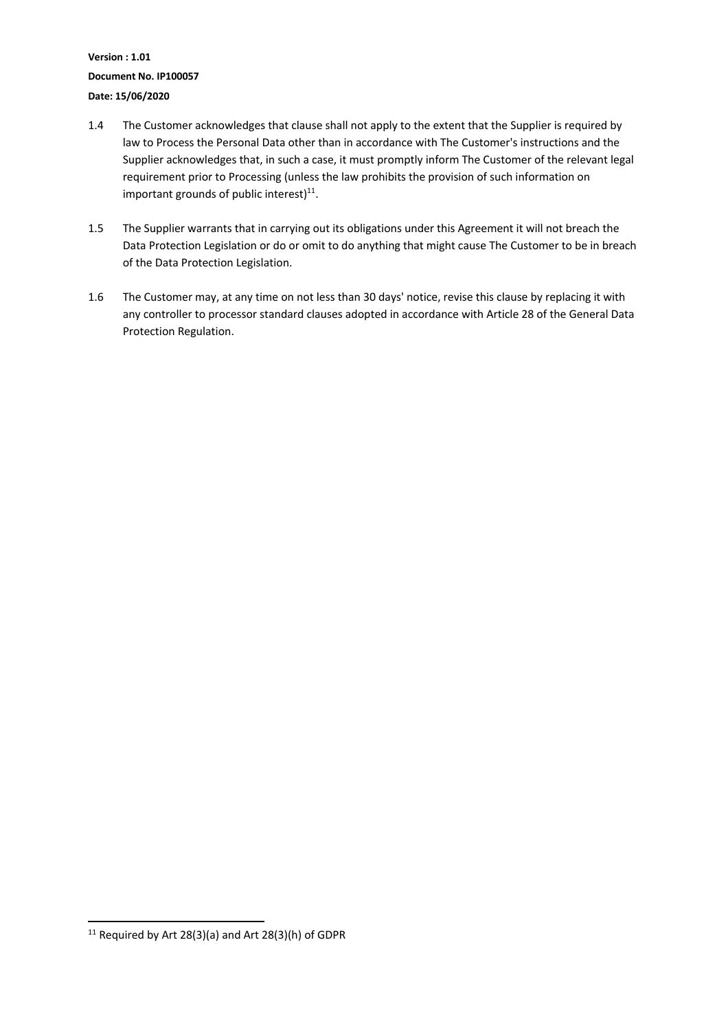1.4 The Customer acknowledges that clause shall not apply to the extent that the Supplier is required by law to Process the Personal Data other than in accordance with The Customer's instructions and the Supplier acknowledges that, in such a case, it must promptly inform The Customer of the relevant legal requirement prior to Processing (unless the law prohibits the provision of such information on important grounds of public interest)[11].

1.5 The Supplier warrants that in carrying out its obligations under this Agreement it will not breach the Data Protection Legislation or do or omit to do anything that might cause The Customer to be in breach of the Data Protection Legislation.

1.6 The Customer may, at any time on not less than 30 days' notice, revise this clause by replacing it with any controller to processor standard clauses adopted in accordance with Article 28 of the General Data Protection Regulation.

[11] Required by Art 28(3)(a) and Art 28(3)(h) of GDPR